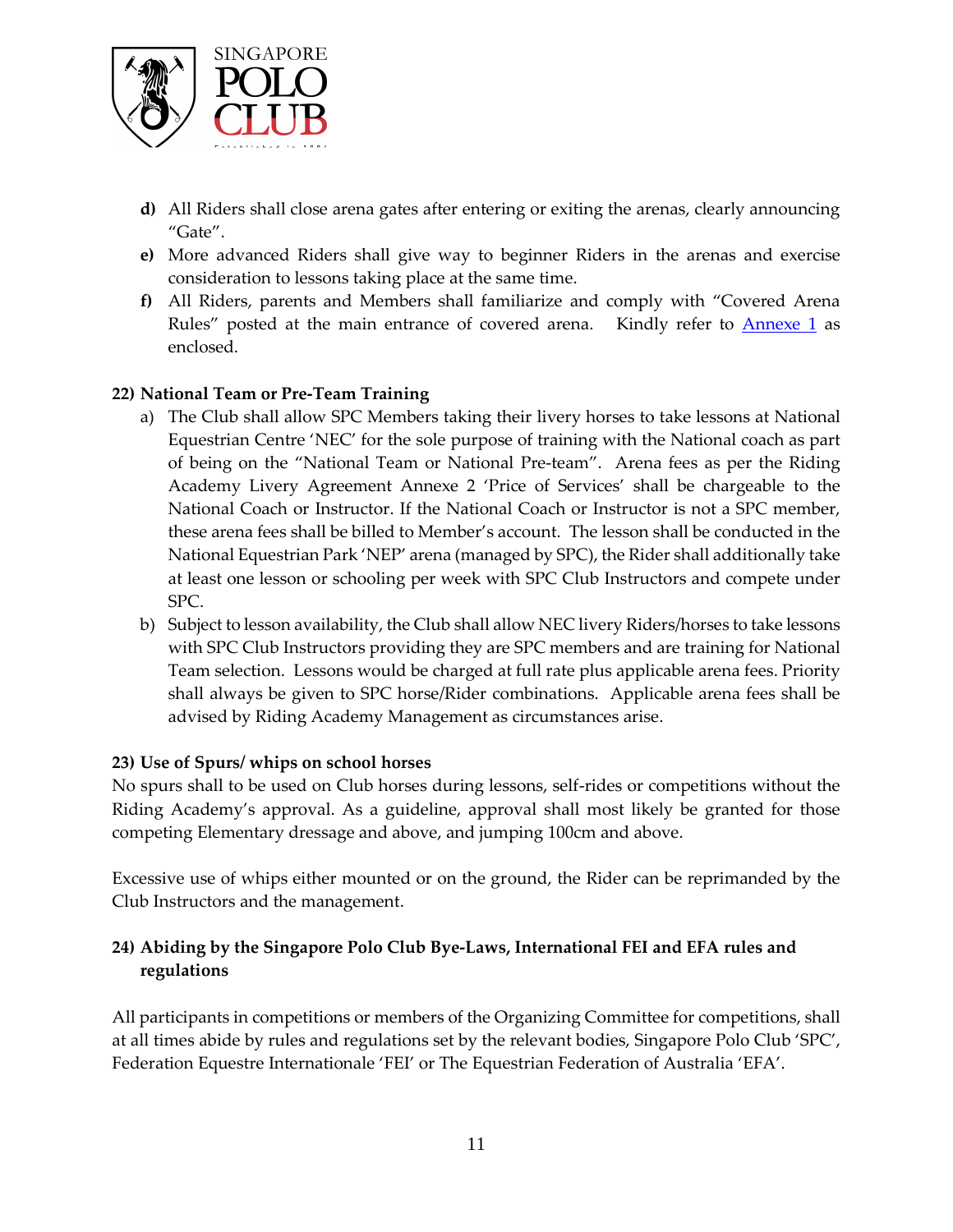- **d)** All Riders shall close arena gates after entering or exiting the arenas, clearly announcing "Gate".
- **e)** More advanced Riders shall give way to beginner Riders in the arenas and exercise consideration to lessons taking place at the same time.
- **f)** All Riders, parents and Members shall familiarize and comply with "Covered Arena Rules" posted at the main entrance of covered arena. Kindly refer to Annexe 1 as enclosed.

**22) National Team or Pre-Team Training**

a) The Club shall allow SPC Members taking their livery horses to take lessons at National Equestrian Centre 'NEC' for the sole purpose of training with the National coach as part of being on the "National Team or National Pre-team". Arena fees as per the Riding Academy Livery Agreement Annexe 2 'Price of Services' shall be chargeable to the National Coach or Instructor. If the National Coach or Instructor is not a SPC member, these arena fees shall be billed to Member's account. The lesson shall be conducted in the National Equestrian Park 'NEP' arena (managed by SPC), the Rider shall additionally take at least one lesson or schooling per week with SPC Club Instructors and compete under SPC.

b) Subject to lesson availability, the Club shall allow NEC livery Riders/horses to take lessons with SPC Club Instructors providing they are SPC members and are training for National Team selection. Lessons would be charged at full rate plus applicable arena fees. Priority shall always be given to SPC horse/Rider combinations. Applicable arena fees shall be advised by Riding Academy Management as circumstances arise.

**23) Use of Spurs/ whips on school horses**

No spurs shall to be used on Club horses during lessons, self-rides or competitions without the Riding Academy's approval. As a guideline, approval shall most likely be granted for those competing Elementary dressage and above, and jumping 100cm and above.

Excessive use of whips either mounted or on the ground, the Rider can be reprimanded by the Club Instructors and the management.

**24) Abiding by the Singapore Polo Club Bye-Laws, International FEI and EFA rules and regulations**

All participants in competitions or members of the Organizing Committee for competitions, shall at all times abide by rules and regulations set by the relevant bodies, Singapore Polo Club 'SPC', Federation Equestre Internationale 'FEI' or The Equestrian Federation of Australia 'EFA'.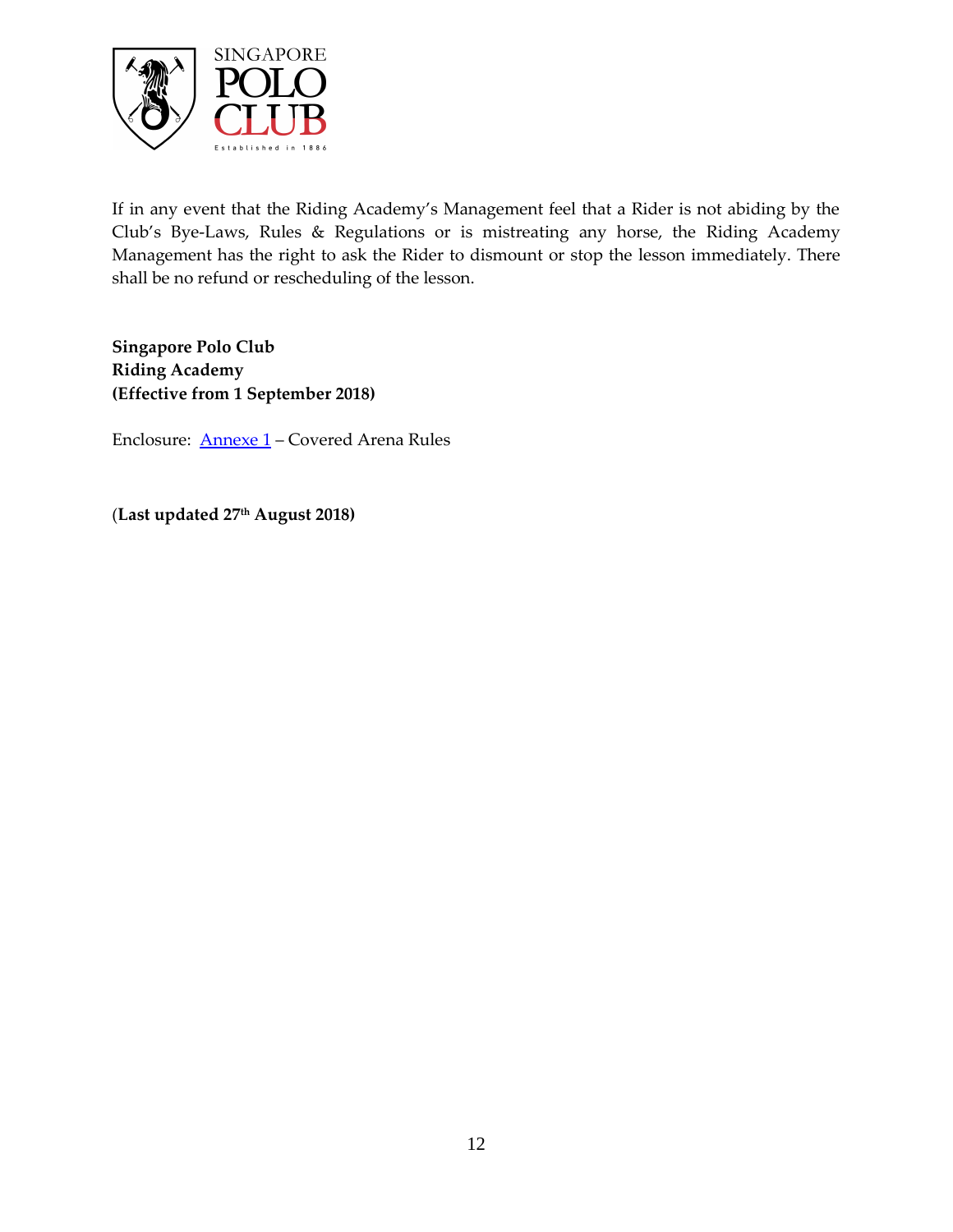If in any event that the Riding Academy's Management feel that a Rider is not abiding by the Club's Bye-Laws, Rules & Regulations or is mistreating any horse, the Riding Academy Management has the right to ask the Rider to dismount or stop the lesson immediately. There shall be no refund or rescheduling of the lesson.

**Singapore Polo Club**
**Riding Academy**
**(Effective from 1 September 2018)**

Enclosure: [Annexe 1](#) – Covered Arena Rules

(**Last updated 27th August 2018)**